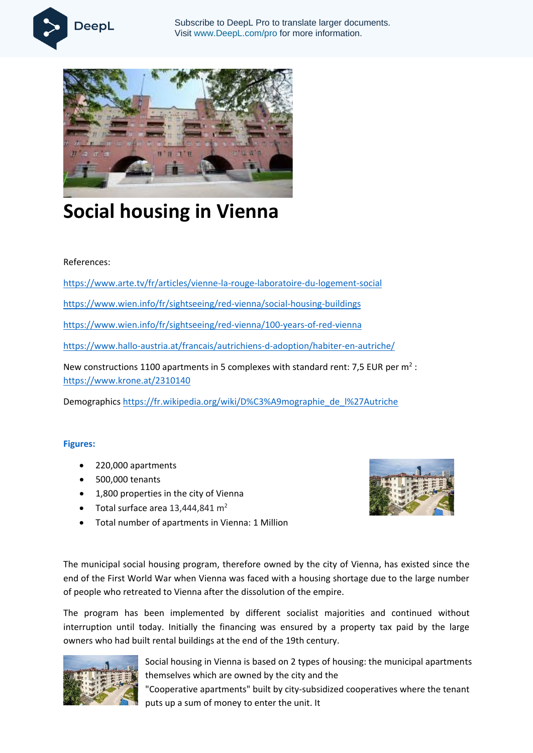# Social housing in Vienna

References:

https://www.arte.tv/fr/articles/vienne-la-rouge-laboratoire-du-logement-social

https://www.wien.info/fr/sightseeing/red-vienna/social-housing-buildings

https://www.wien.info/fr/sightseeing/red-vienna/100-years-of-red-vienna

https://www.hallo-austria.at/francais/autrichiens-d-adoption/habiter-en-autriche/

New constructions 1100 apartments in 5 complexes with standard rent: 7,5 EUR per m$^2$ : https://www.krone.at/2310140

Demographics https://fr.wikipedia.org/wiki/D%C3%A9mographie_de_l%27Autriche

**Figures:**

- 220,000 apartments
- 500,000 tenants
- 1,800 properties in the city of Vienna
- Total surface area 13,444,841 m$^2$
- Total number of apartments in Vienna: 1 Million

The municipal social housing program, therefore owned by the city of Vienna, has existed since the end of the First World War when Vienna was faced with a housing shortage due to the large number of people who retreated to Vienna after the dissolution of the empire.

The program has been implemented by different socialist majorities and continued without interruption until today. Initially the financing was ensured by a property tax paid by the large owners who had built rental buildings at the end of the 19th century.

Social housing in Vienna is based on 2 types of housing: the municipal apartments themselves which are owned by the city and the "Cooperative apartments" built by city-subsidized cooperatives where the tenant puts up a sum of money to enter the unit. It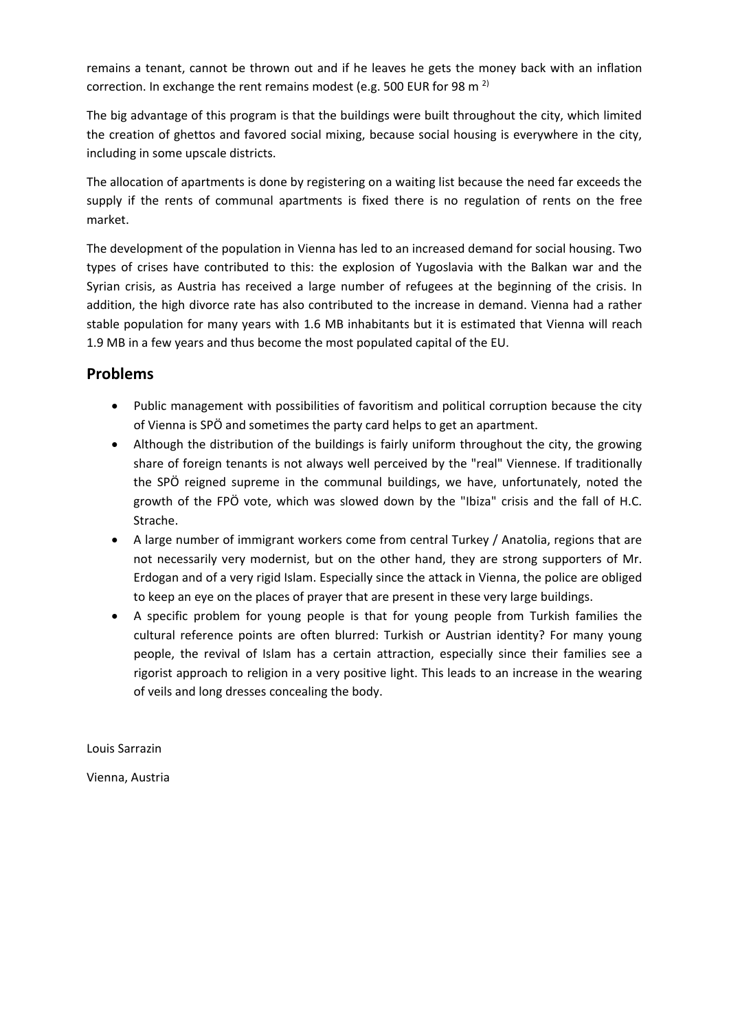remains a tenant, cannot be thrown out and if he leaves he gets the money back with an inflation correction. In exchange the rent remains modest (e.g. 500 EUR for 98 m [2])

The big advantage of this program is that the buildings were built throughout the city, which limited the creation of ghettos and favored social mixing, because social housing is everywhere in the city, including in some upscale districts.

The allocation of apartments is done by registering on a waiting list because the need far exceeds the supply if the rents of communal apartments is fixed there is no regulation of rents on the free market.

The development of the population in Vienna has led to an increased demand for social housing. Two types of crises have contributed to this: the explosion of Yugoslavia with the Balkan war and the Syrian crisis, as Austria has received a large number of refugees at the beginning of the crisis. In addition, the high divorce rate has also contributed to the increase in demand. Vienna had a rather stable population for many years with 1.6 MB inhabitants but it is estimated that Vienna will reach 1.9 MB in a few years and thus become the most populated capital of the EU.

## Problems

- Public management with possibilities of favoritism and political corruption because the city of Vienna is SPÖ and sometimes the party card helps to get an apartment.
- Although the distribution of the buildings is fairly uniform throughout the city, the growing share of foreign tenants is not always well perceived by the "real" Viennese. If traditionally the SPÖ reigned supreme in the communal buildings, we have, unfortunately, noted the growth of the FPÖ vote, which was slowed down by the "Ibiza" crisis and the fall of H.C. Strache.
- A large number of immigrant workers come from central Turkey / Anatolia, regions that are not necessarily very modernist, but on the other hand, they are strong supporters of Mr. Erdogan and of a very rigid Islam. Especially since the attack in Vienna, the police are obliged to keep an eye on the places of prayer that are present in these very large buildings.
- A specific problem for young people is that for young people from Turkish families the cultural reference points are often blurred: Turkish or Austrian identity? For many young people, the revival of Islam has a certain attraction, especially since their families see a rigorist approach to religion in a very positive light. This leads to an increase in the wearing of veils and long dresses concealing the body.

Louis Sarrazin

Vienna, Austria